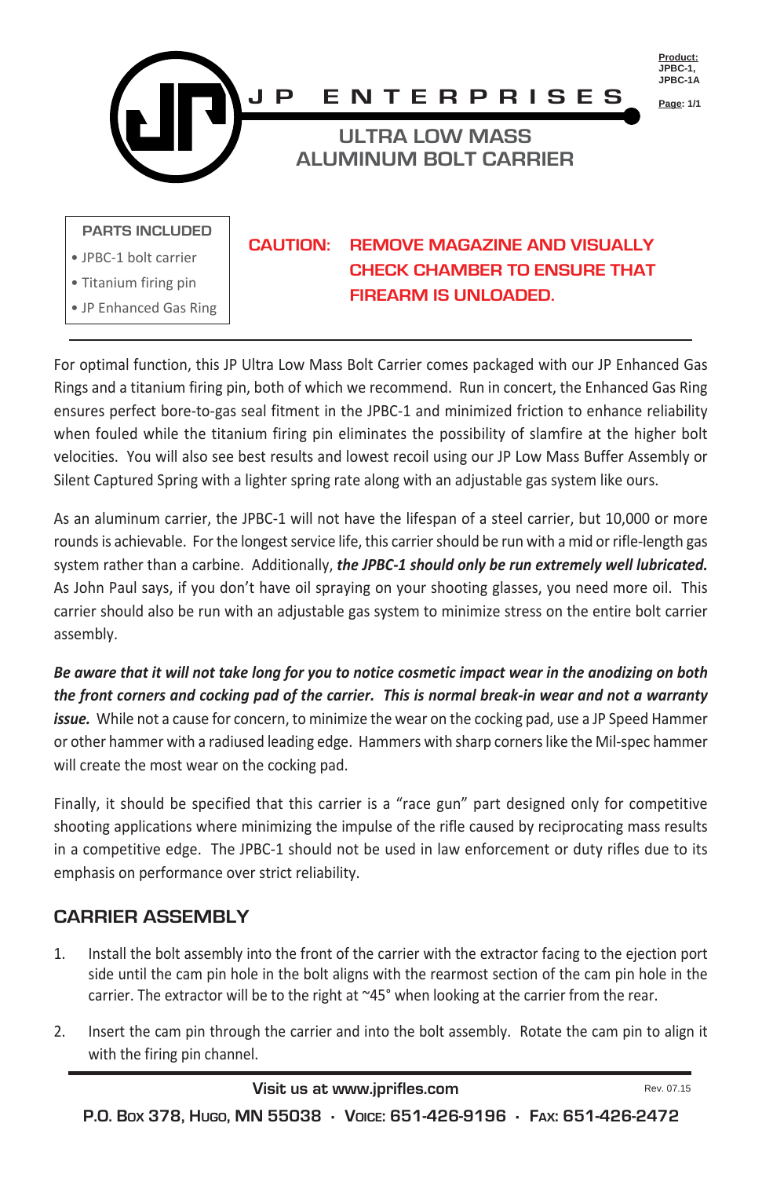# JP ENTERPRISES

**Product:** JPBC-1, JPBC-1A

## ULTRA LOW MASS ALUMINUM BOLT CARRIER

**PARTS INCLUDED**

- JPBC-1 bolt carrier
- Titanium firing pin
- JP Enhanced Gas Ring

**CAUTION: REMOVE MAGAZINE AND VISUALLY CHECK CHAMBER TO ENSURE THAT FIREARM IS UNLOADED.**

For optimal function, this JP Ultra Low Mass Bolt Carrier comes packaged with our JP Enhanced Gas Rings and a titanium firing pin, both of which we recommend. Run in concert, the Enhanced Gas Ring ensures perfect bore-to-gas seal fitment in the JPBC-1 and minimized friction to enhance reliability when fouled while the titanium firing pin eliminates the possibility of slamfire at the higher bolt velocities. You will also see best results and lowest recoil using our JP Low Mass Buffer Assembly or Silent Captured Spring with a lighter spring rate along with an adjustable gas system like ours.

As an aluminum carrier, the JPBC-1 will not have the lifespan of a steel carrier, but 10,000 or more rounds is achievable. For the longest service life, this carrier should be run with a mid or rifle-length gas system rather than a carbine. Additionally, ***the JPBC-1 should only be run extremely well lubricated.*** As John Paul says, if you don't have oil spraying on your shooting glasses, you need more oil. This carrier should also be run with an adjustable gas system to minimize stress on the entire bolt carrier assembly.

***Be aware that it will not take long for you to notice cosmetic impact wear in the anodizing on both the front corners and cocking pad of the carrier. This is normal break-in wear and not a warranty issue.*** While not a cause for concern, to minimize the wear on the cocking pad, use a JP Speed Hammer or other hammer with a radiused leading edge. Hammers with sharp corners like the Mil-spec hammer will create the most wear on the cocking pad.

Finally, it should be specified that this carrier is a "race gun" part designed only for competitive shooting applications where minimizing the impulse of the rifle caused by reciprocating mass results in a competitive edge. The JPBC-1 should not be used in law enforcement or duty rifles due to its emphasis on performance over strict reliability.

## CARRIER ASSEMBLY

1. Install the bolt assembly into the front of the carrier with the extractor facing to the ejection port side until the cam pin hole in the bolt aligns with the rearmost section of the cam pin hole in the carrier. The extractor will be to the right at ~45° when looking at the carrier from the rear.
2. Insert the cam pin through the carrier and into the bolt assembly. Rotate the cam pin to align it with the firing pin channel.

Visit us at www.jprifles.com

Rev. 07.15

P.O. Box 378, Hugo, MN 55038 · Voice: 651-426-9196 · Fax: 651-426-2472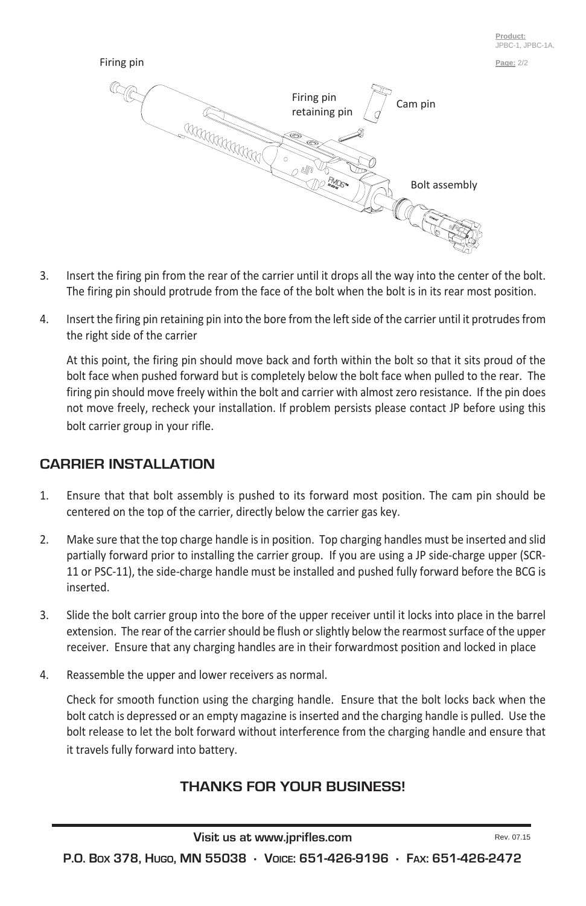Firing pin

Firing pin retaining pin

Cam pin

Bolt assembly

3. Insert the firing pin from the rear of the carrier until it drops all the way into the center of the bolt. The firing pin should protrude from the face of the bolt when the bolt is in its rear most position.

4. Insert the firing pin retaining pin into the bore from the left side of the carrier until it protrudes from the right side of the carrier

   At this point, the firing pin should move back and forth within the bolt so that it sits proud of the bolt face when pushed forward but is completely below the bolt face when pulled to the rear. The firing pin should move freely within the bolt and carrier with almost zero resistance. If the pin does not move freely, recheck your installation. If problem persists please contact JP before using this bolt carrier group in your rifle.

## CARRIER INSTALLATION

1. Ensure that that bolt assembly is pushed to its forward most position. The cam pin should be centered on the top of the carrier, directly below the carrier gas key.

2. Make sure that the top charge handle is in position. Top charging handles must be inserted and slid partially forward prior to installing the carrier group. If you are using a JP side-charge upper (SCR-11 or PSC-11), the side-charge handle must be installed and pushed fully forward before the BCG is inserted.

3. Slide the bolt carrier group into the bore of the upper receiver until it locks into place in the barrel extension. The rear of the carrier should be flush or slightly below the rearmost surface of the upper receiver. Ensure that any charging handles are in their forwardmost position and locked in place

4. Reassemble the upper and lower receivers as normal.

   Check for smooth function using the charging handle. Ensure that the bolt locks back when the bolt catch is depressed or an empty magazine is inserted and the charging handle is pulled. Use the bolt release to let the bolt forward without interference from the charging handle and ensure that it travels fully forward into battery.

## THANKS FOR YOUR BUSINESS!

**Visit us at www.jprifles.com**

Rev. 07.15

**P.O. Box 378, Hugo, MN 55038 · Voice: 651-426-9196 · Fax: 651-426-2472**